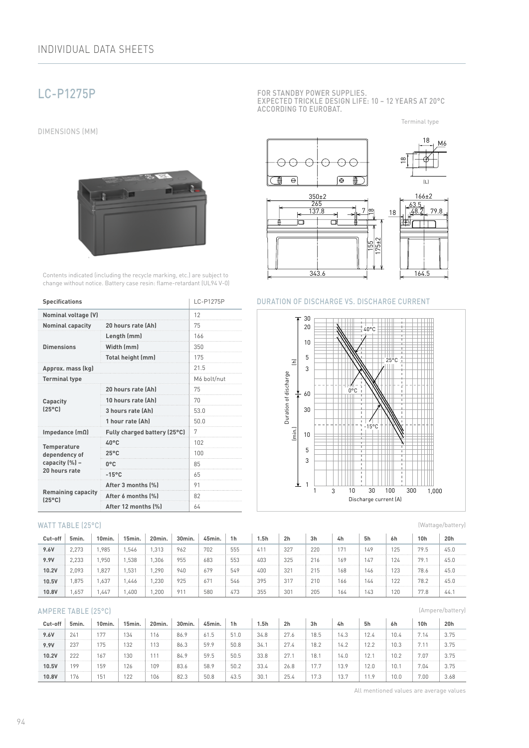## INDIVIDUAL DATA SHEETS

# LC-P1275P

FOR STANDBY POWER SUPPLIES.
EXPECTED TRICKLE DESIGN LIFE: 10 – 12 YEARS AT 20°C ACCORDING TO EUROBAT.

### DIMENSIONS (MM)

Terminal type

Contents indicated (including the recycle marking, etc.) are subject to change without notice. Battery case resin: flame-retardant (UL94 V-0)

| Specifications | | LC-P1275P |
|---|---|---|
| **Nominal voltage (V)** | | 12 |
| **Nominal capacity** | **20 hours rate (Ah)** | 75 |
| **Dimensions** | **Length (mm)** | 166 |
| | **Width (mm)** | 350 |
| | **Total height (mm)** | 175 |
| **Approx. mass (kg)** | | 21.5 |
| **Terminal type** | | M6 bolt/nut |
| **Capacity (25°C)** | **20 hours rate (Ah)** | 75 |
| | **10 hours rate (Ah)** | 70 |
| | **3 hours rate (Ah)** | 53.0 |
| | **1 hour rate (Ah)** | 50.0 |
| **Impedance (mΩ)** | **Fully charged battery (25°C)** | 7 |
| **Temperature dependency of capacity (%) – 20 hours rate** | **40°C** | 102 |
| | **25°C** | 100 |
| | **0°C** | 85 |
| | **-15°C** | 65 |
| **Remaining capacity (25°C)** | **After 3 months (%)** | 91 |
| | **After 6 months (%)** | 82 |
| | **After 12 months (%)** | 64 |

### DURATION OF DISCHARGE VS. DISCHARGE CURRENT

### WATT TABLE (25°C)

(Wattage/battery)

| Cut-off | 5min. | 10min. | 15min. | 20min. | 30min. | 45min. | 1h | 1.5h | 2h | 3h | 4h | 5h | 6h | 10h | 20h |
|---|---|---|---|---|---|---|---|---|---|---|---|---|---|---|---|
| **9.6V** | 2,273 | 1,985 | 1,546 | 1,313 | 962 | 702 | 555 | 411 | 327 | 220 | 171 | 149 | 125 | 79.5 | 45.0 |
| **9.9V** | 2,233 | 1,950 | 1,538 | 1,306 | 955 | 683 | 553 | 403 | 325 | 216 | 169 | 147 | 124 | 79.1 | 45.0 |
| **10.2V** | 2,093 | 1,827 | 1,531 | 1,290 | 940 | 679 | 549 | 400 | 321 | 215 | 168 | 146 | 123 | 78.6 | 45.0 |
| **10.5V** | 1,875 | 1,637 | 1,446 | 1,230 | 925 | 671 | 546 | 395 | 317 | 210 | 166 | 144 | 122 | 78.2 | 45.0 |
| **10.8V** | 1,657 | 1,447 | 1,400 | 1,200 | 911 | 580 | 473 | 355 | 301 | 205 | 164 | 143 | 120 | 77.8 | 44.1 |

### AMPERE TABLE (25°C)

(Ampere/battery)

| Cut-off | 5min. | 10min. | 15min. | 20min. | 30min. | 45min. | 1h | 1.5h | 2h | 3h | 4h | 5h | 6h | 10h | 20h |
|---|---|---|---|---|---|---|---|---|---|---|---|---|---|---|---|
| **9.6V** | 241 | 177 | 134 | 116 | 86.9 | 61.5 | 51.0 | 34.8 | 27.6 | 18.5 | 14.3 | 12.4 | 10.4 | 7.14 | 3.75 |
| **9.9V** | 237 | 175 | 132 | 113 | 86.3 | 59.9 | 50.8 | 34.1 | 27.4 | 18.2 | 14.2 | 12.2 | 10.3 | 7.11 | 3.75 |
| **10.2V** | 222 | 167 | 130 | 111 | 84.9 | 59.5 | 50.5 | 33.8 | 27.1 | 18.1 | 14.0 | 12.1 | 10.2 | 7.07 | 3.75 |
| **10.5V** | 199 | 159 | 126 | 109 | 83.6 | 58.9 | 50.2 | 33.4 | 26.8 | 17.7 | 13.9 | 12.0 | 10.1 | 7.04 | 3.75 |
| **10.8V** | 176 | 151 | 122 | 106 | 82.3 | 50.8 | 43.5 | 30.1 | 25.4 | 17.3 | 13.7 | 11.9 | 10.0 | 7.00 | 3.68 |

All mentioned values are average values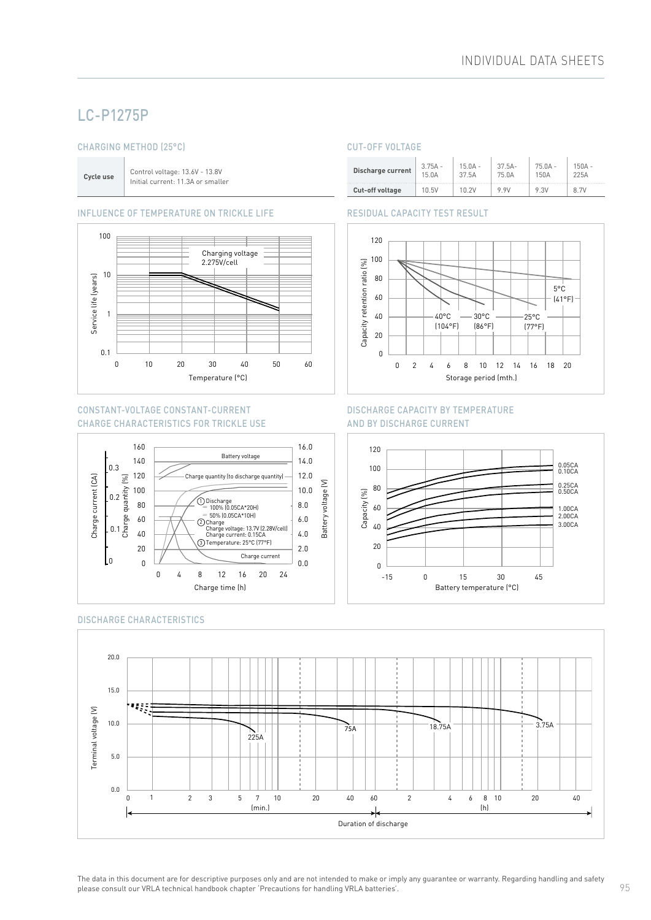## LC-P1275P

### CHARGING METHOD (25°C)

| | |
|---|---|
| **Cycle use** | Control voltage: 13.6V - 13.8V<br>Initial current: 11.3A or smaller |

### CUT-OFF VOLTAGE

| **Discharge current** | 3.75A - 15.0A | 15.0A - 37.5A | 37.5A- 75.0A | 75.0A - 150A | 150A - 225A |
|---|---|---|---|---|---|
| **Cut-off voltage** | 10.5V | 10.2V | 9.9V | 9.3V | 8.7V |

### INFLUENCE OF TEMPERATURE ON TRICKLE LIFE

Service life (years)
100
10
1
0.1
0 10 20 30 40 50 60
Temperature (°C)
Charging voltage 2.275V/cell

### RESIDUAL CAPACITY TEST RESULT

Capacity retention ratio (%)
120 100 80 60 40 20 0
0 2 4 6 8 10 12 14 16 18 20
Storage period (mth.)
40°C (104°F)
30°C (86°F)
25°C (77°F)
5°C (41°F)

### CONSTANT-VOLTAGE CONSTANT-CURRENT CHARGE CHARACTERISTICS FOR TRICKLE USE

Charge current (CA): 0 0.1 0.2 0.3
Charge quantity (%): 0 20 40 60 80 100 120 140 160
Battery voltage (V): 0.0 2.0 4.0 6.0 8.0 10.0 12.0 14.0 16.0
Charge time (h): 0 4 8 12 16 20 24
Battery voltage
Charge quantity (to discharge quantity)
Charge current
① Discharge
= 100% (0.05CA*20H)
= 50% (0.05CA*10H)
② Charge
Charge voltage: 13.7V (2.28V/cell)
Charge current: 0.15CA
③ Temperature: 25°C (77°F)

### DISCHARGE CAPACITY BY TEMPERATURE AND BY DISCHARGE CURRENT

Capacity (%)
120 100 80 60 40 20 0
-15 0 15 30 45
Battery temperature (°C)
0.05CA
0.10CA
0.25CA
0.50CA
1.00CA
2.00CA
3.00CA

### DISCHARGE CHARACTERISTICS

Terminal voltage (V)
20.0 15.0 10.0 5.0 0.0
0 1 2 3 5 7 10 20 40 60 (min.)
2 4 6 8 10 20 40 (h)
Duration of discharge
225A
75A
18.75A
3.75A

The data in this document are for descriptive purposes only and are not intended to make or imply any guarantee or warranty. Regarding handling and safety please consult our VRLA technical handbook chapter 'Precautions for handling VRLA batteries'.